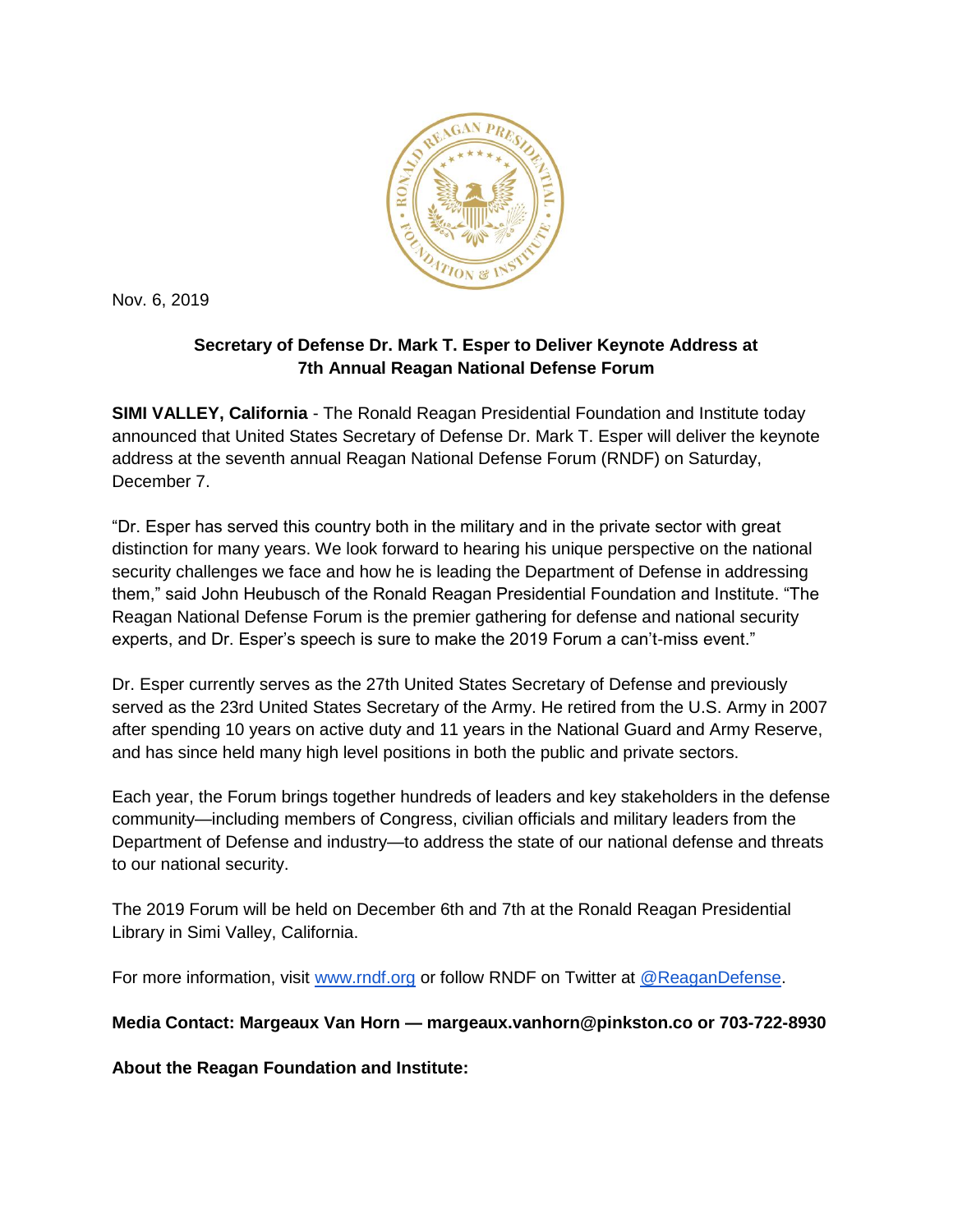Nov. 6, 2019

**Secretary of Defense Dr. Mark T. Esper to Deliver Keynote Address at 7th Annual Reagan National Defense Forum**

**SIMI VALLEY, California** - The Ronald Reagan Presidential Foundation and Institute today announced that United States Secretary of Defense Dr. Mark T. Esper will deliver the keynote address at the seventh annual Reagan National Defense Forum (RNDF) on Saturday, December 7.

"Dr. Esper has served this country both in the military and in the private sector with great distinction for many years. We look forward to hearing his unique perspective on the national security challenges we face and how he is leading the Department of Defense in addressing them," said John Heubusch of the Ronald Reagan Presidential Foundation and Institute. "The Reagan National Defense Forum is the premier gathering for defense and national security experts, and Dr. Esper's speech is sure to make the 2019 Forum a can't-miss event."

Dr. Esper currently serves as the 27th United States Secretary of Defense and previously served as the 23rd United States Secretary of the Army. He retired from the U.S. Army in 2007 after spending 10 years on active duty and 11 years in the National Guard and Army Reserve, and has since held many high level positions in both the public and private sectors.

Each year, the Forum brings together hundreds of leaders and key stakeholders in the defense community—including members of Congress, civilian officials and military leaders from the Department of Defense and industry—to address the state of our national defense and threats to our national security.

The 2019 Forum will be held on December 6th and 7th at the Ronald Reagan Presidential Library in Simi Valley, California.

For more information, visit [www.rndf.org](http://www.rndf.org) or follow RNDF on Twitter at [@ReaganDefense](https://twitter.com/ReaganDefense).

**Media Contact: Margeaux Van Horn — margeaux.vanhorn@pinkston.co or 703-722-8930**

**About the Reagan Foundation and Institute:**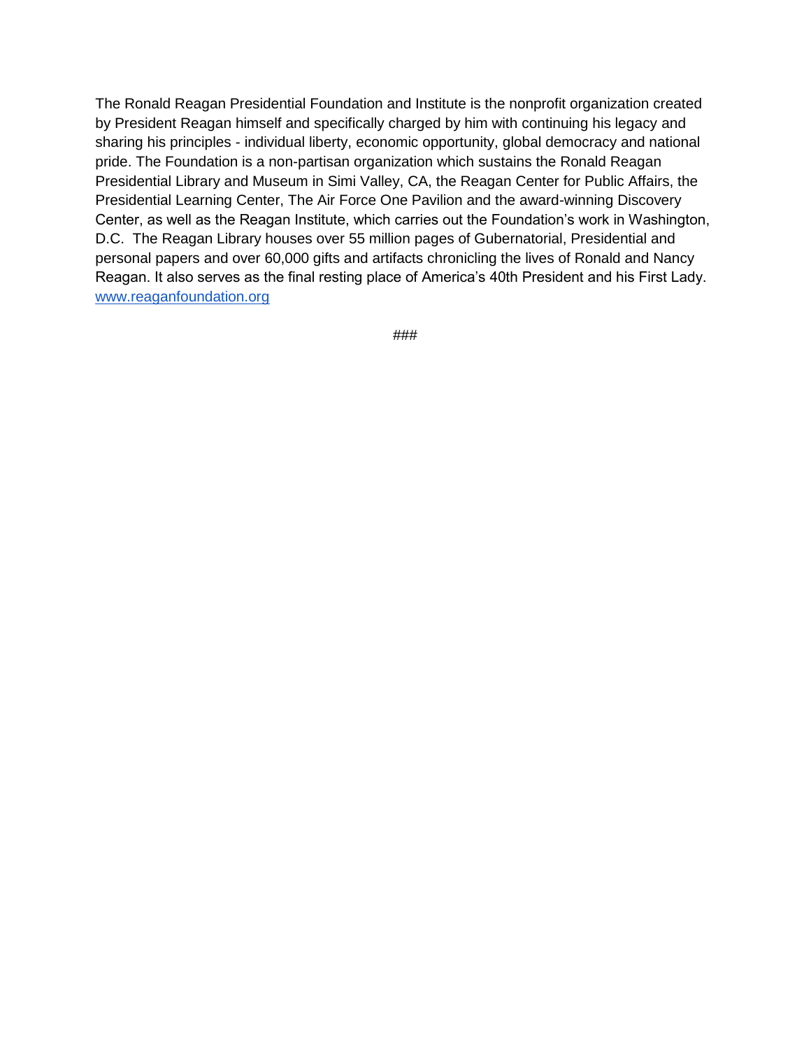The Ronald Reagan Presidential Foundation and Institute is the nonprofit organization created by President Reagan himself and specifically charged by him with continuing his legacy and sharing his principles - individual liberty, economic opportunity, global democracy and national pride. The Foundation is a non-partisan organization which sustains the Ronald Reagan Presidential Library and Museum in Simi Valley, CA, the Reagan Center for Public Affairs, the Presidential Learning Center, The Air Force One Pavilion and the award-winning Discovery Center, as well as the Reagan Institute, which carries out the Foundation's work in Washington, D.C. The Reagan Library houses over 55 million pages of Gubernatorial, Presidential and personal papers and over 60,000 gifts and artifacts chronicling the lives of Ronald and Nancy Reagan. It also serves as the final resting place of America's 40th President and his First Lady. [www.reaganfoundation.org](http://www.reaganfoundation.org)

###